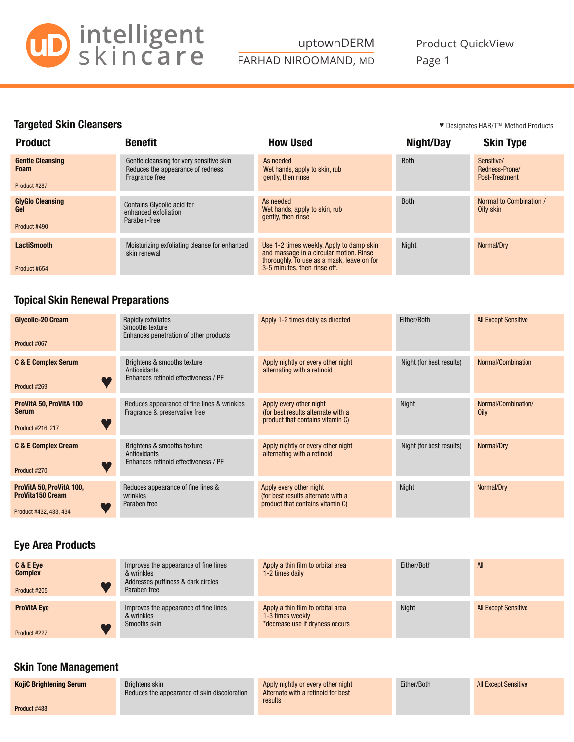# intelligent skincare

uptownDERM
FARHAD NIROOMAND, MD

Product QuickView
Page 1

## Targeted Skin Cleansers

♥ Designates HAR/T™ Method Products

| Product | Benefit | How Used | Night/Day | Skin Type |
|---|---|---|---|---|
| **Gentle Cleansing Foam**<br>Product #287 | Gentle cleansing for very sensitive skin<br>Reduces the appearance of redness<br>Fragrance free | As needed<br>Wet hands, apply to skin, rub gently, then rinse | Both | Sensitive/<br>Redness-Prone/<br>Post-Treatment |
| **GlyGlo Cleansing Gel**<br>Product #490 | Contains Glycolic acid for enhanced exfoliation<br>Paraben-free | As needed<br>Wet hands, apply to skin, rub gently, then rinse | Both | Normal to Combination / Oily skin |
| **LactiSmooth**<br>Product #654 | Moisturizing exfoliating cleanse for enhanced skin renewal | Use 1-2 times weekly. Apply to damp skin and massage in a circular motion. Rinse thoroughly. To use as a mask, leave on for 3-5 minutes, then rinse off. | Night | Normal/Dry |

## Topical Skin Renewal Preparations

| Product | Benefit | How Used | Night/Day | Skin Type |
|---|---|---|---|---|
| **Glycolic-20 Cream**<br>Product #067 | Rapidly exfoliates<br>Smooths texture<br>Enhances penetration of other products | Apply 1-2 times daily as directed | Either/Both | All Except Sensitive |
| **C & E Complex Serum** ♥<br>Product #269 | Brightens & smooths texture<br>Antioxidants<br>Enhances retinoid effectiveness / PF | Apply nightly or every other night alternating with a retinoid | Night (for best results) | Normal/Combination |
| **ProVitA 50, ProVitA 100 Serum** ♥<br>Product #216, 217 | Reduces appearance of fine lines & wrinkles<br>Fragrance & preservative free | Apply every other night<br>(for best results alternate with a product that contains vitamin C) | Night | Normal/Combination/<br>Oily |
| **C & E Complex Cream** ♥<br>Product #270 | Brightens & smooths texture<br>Antioxidants<br>Enhances retinoid effectiveness / PF | Apply nightly or every other night alternating with a retinoid | Night (for best results) | Normal/Dry |
| **ProVitA 50, ProVitA 100, ProVita150 Cream** ♥<br>Product #432, 433, 434 | Reduces appearance of fine lines & wrinkles<br>Paraben free | Apply every other night<br>(for best results alternate with a product that contains vitamin C) | Night | Normal/Dry |

## Eye Area Products

| Product | Benefit | How Used | Night/Day | Skin Type |
|---|---|---|---|---|
| **C & E Eye Complex** ♥<br>Product #205 | Improves the appearance of fine lines & wrinkles<br>Addresses puffiness & dark circles<br>Paraben free | Apply a thin film to orbital area<br>1-2 times daily | Either/Both | All |
| **ProVitA Eye** ♥<br>Product #227 | Improves the appearance of fine lines & wrinkles<br>Smooths skin | Apply a thin film to orbital area<br>1-3 times weekly<br>*decrease use if dryness occurs | Night | All Except Sensitive |

## Skin Tone Management

| Product | Benefit | How Used | Night/Day | Skin Type |
|---|---|---|---|---|
| **KojiC Brightening Serum**<br>Product #488 | Brightens skin<br>Reduces the appearance of skin discoloration | Apply nightly or every other night<br>Alternate with a retinoid for best results | Either/Both | All Except Sensitive |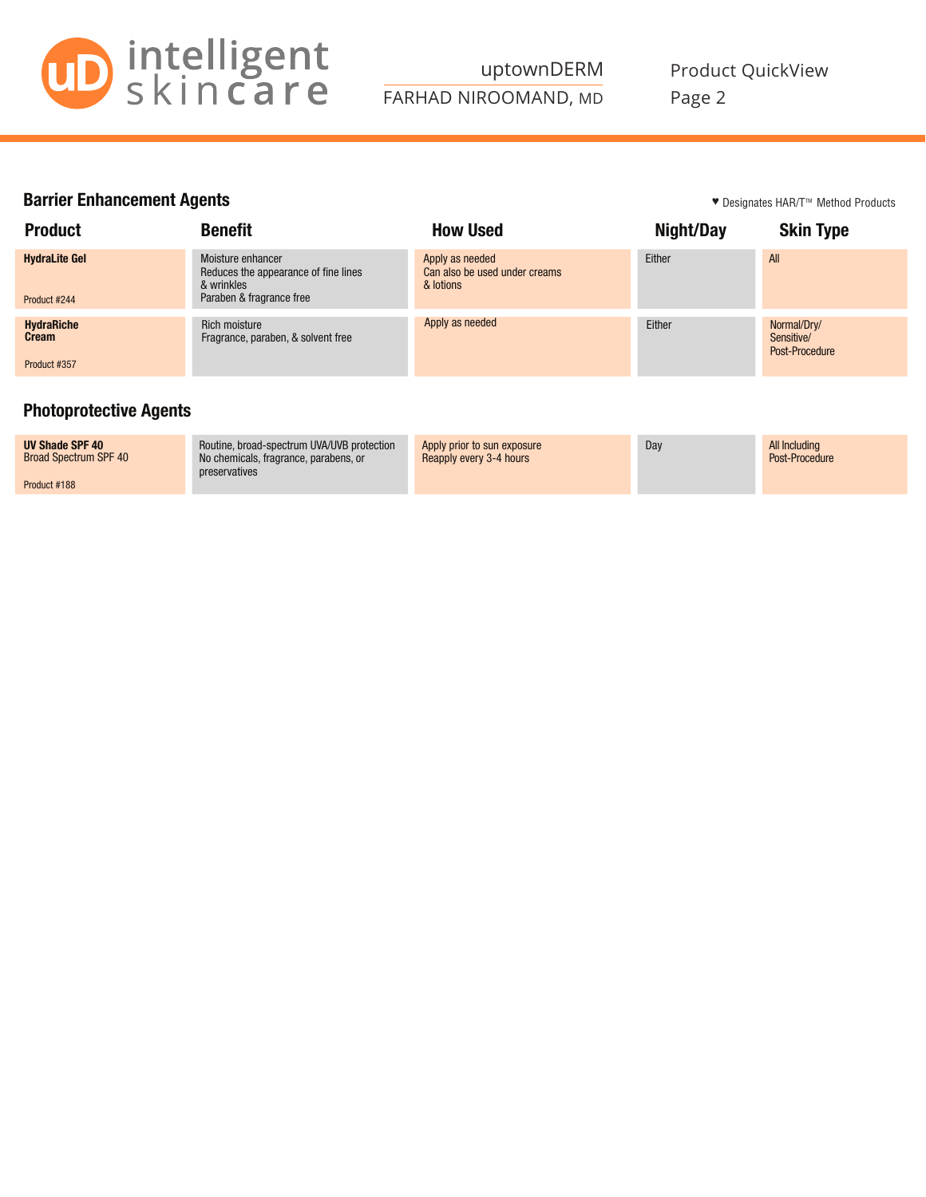## Barrier Enhancement Agents

♥ Designates HAR/T™ Method Products

| Product | Benefit | How Used | Night/Day | Skin Type |
| --- | --- | --- | --- | --- |
| **HydraLite Gel**<br>Product #244 | Moisture enhancer<br>Reduces the appearance of fine lines & wrinkles<br>Paraben & fragrance free | Apply as needed<br>Can also be used under creams & lotions | Either | All |
| **HydraRiche Cream**<br>Product #357 | Rich moisture<br>Fragrance, paraben, & solvent free | Apply as needed | Either | Normal/Dry/<br>Sensitive/<br>Post-Procedure |

## Photoprotective Agents

| Product | Benefit | How Used | Night/Day | Skin Type |
| --- | --- | --- | --- | --- |
| **UV Shade SPF 40**<br>Broad Spectrum SPF 40<br>Product #188 | Routine, broad-spectrum UVA/UVB protection<br>No chemicals, fragrance, parabens, or preservatives | Apply prior to sun exposure<br>Reapply every 3-4 hours | Day | All Including<br>Post-Procedure |